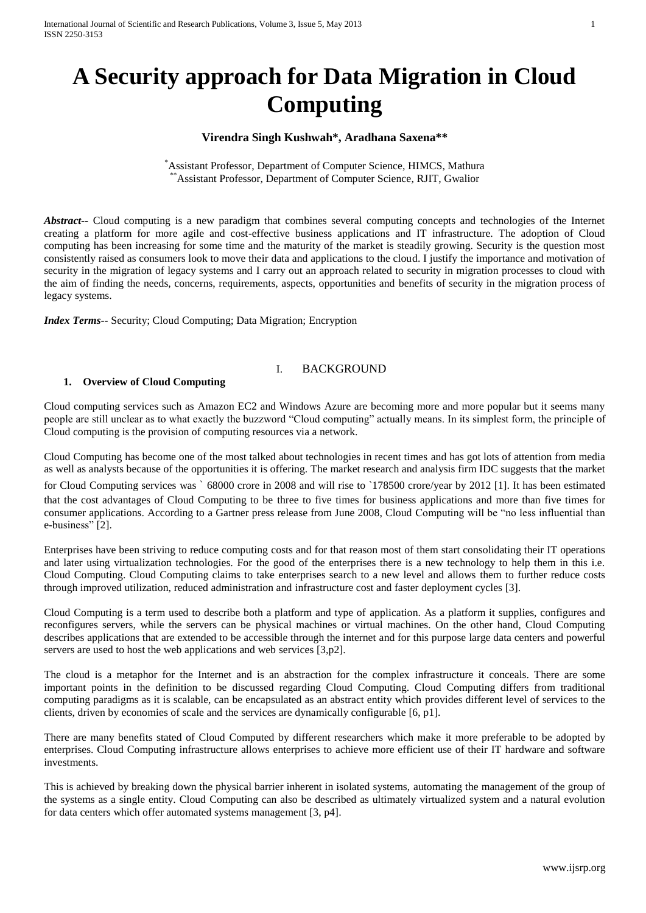# A Security approach for Data Migration in Cloud Computing

**Virendra Singh Kushwah*, Aradhana Saxena****

*Assistant Professor, Department of Computer Science, HIMCS, Mathura
**Assistant Professor, Department of Computer Science, RJIT, Gwalior

***Abstract--*** Cloud computing is a new paradigm that combines several computing concepts and technologies of the Internet creating a platform for more agile and cost-effective business applications and IT infrastructure. The adoption of Cloud computing has been increasing for some time and the maturity of the market is steadily growing. Security is the question most consistently raised as consumers look to move their data and applications to the cloud. I justify the importance and motivation of security in the migration of legacy systems and I carry out an approach related to security in migration processes to cloud with the aim of finding the needs, concerns, requirements, aspects, opportunities and benefits of security in the migration process of legacy systems.

***Index Terms--*** Security; Cloud Computing; Data Migration; Encryption

## I. BACKGROUND

### 1. Overview of Cloud Computing

Cloud computing services such as Amazon EC2 and Windows Azure are becoming more and more popular but it seems many people are still unclear as to what exactly the buzzword "Cloud computing" actually means. In its simplest form, the principle of Cloud computing is the provision of computing resources via a network.

Cloud Computing has become one of the most talked about technologies in recent times and has got lots of attention from media as well as analysts because of the opportunities it is offering. The market research and analysis firm IDC suggests that the market for Cloud Computing services was ` 68000 crore in 2008 and will rise to `178500 crore/year by 2012 [1]. It has been estimated that the cost advantages of Cloud Computing to be three to five times for business applications and more than five times for consumer applications. According to a Gartner press release from June 2008, Cloud Computing will be "no less influential than e-business" [2].

Enterprises have been striving to reduce computing costs and for that reason most of them start consolidating their IT operations and later using virtualization technologies. For the good of the enterprises there is a new technology to help them in this i.e. Cloud Computing. Cloud Computing claims to take enterprises search to a new level and allows them to further reduce costs through improved utilization, reduced administration and infrastructure cost and faster deployment cycles [3].

Cloud Computing is a term used to describe both a platform and type of application. As a platform it supplies, configures and reconfigures servers, while the servers can be physical machines or virtual machines. On the other hand, Cloud Computing describes applications that are extended to be accessible through the internet and for this purpose large data centers and powerful servers are used to host the web applications and web services [3,p2].

The cloud is a metaphor for the Internet and is an abstraction for the complex infrastructure it conceals. There are some important points in the definition to be discussed regarding Cloud Computing. Cloud Computing differs from traditional computing paradigms as it is scalable, can be encapsulated as an abstract entity which provides different level of services to the clients, driven by economies of scale and the services are dynamically configurable [6, p1].

There are many benefits stated of Cloud Computed by different researchers which make it more preferable to be adopted by enterprises. Cloud Computing infrastructure allows enterprises to achieve more efficient use of their IT hardware and software investments.

This is achieved by breaking down the physical barrier inherent in isolated systems, automating the management of the group of the systems as a single entity. Cloud Computing can also be described as ultimately virtualized system and a natural evolution for data centers which offer automated systems management [3, p4].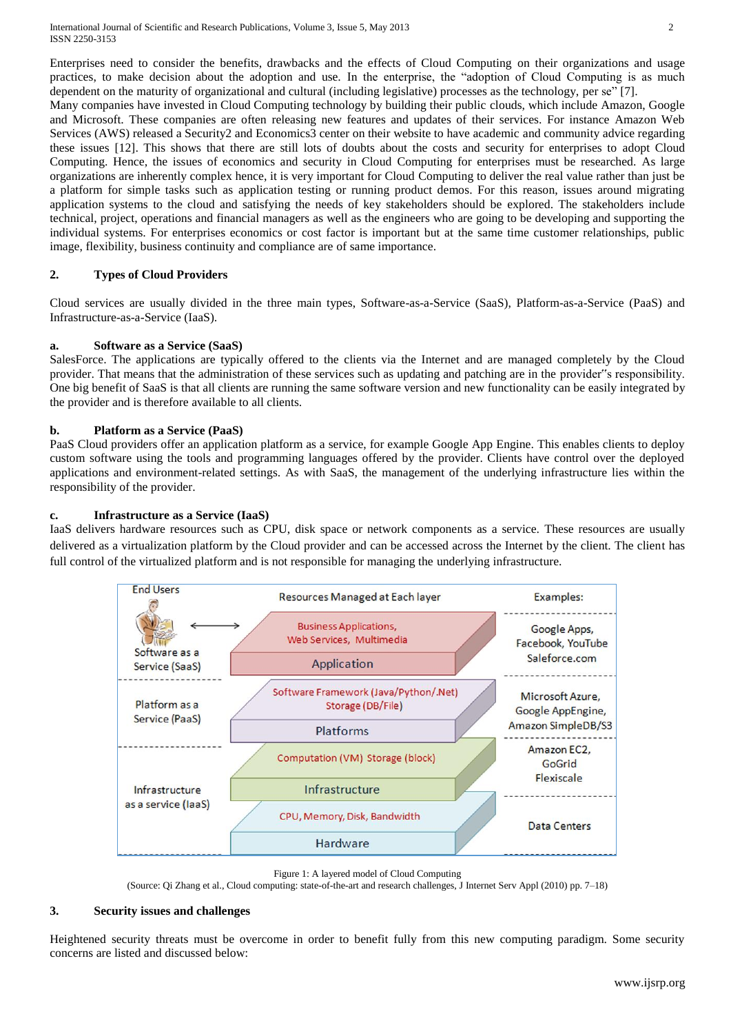Enterprises need to consider the benefits, drawbacks and the effects of Cloud Computing on their organizations and usage practices, to make decision about the adoption and use. In the enterprise, the "adoption of Cloud Computing is as much dependent on the maturity of organizational and cultural (including legislative) processes as the technology, per se" [7].

Many companies have invested in Cloud Computing technology by building their public clouds, which include Amazon, Google and Microsoft. These companies are often releasing new features and updates of their services. For instance Amazon Web Services (AWS) released a Security2 and Economics3 center on their website to have academic and community advice regarding these issues [12]. This shows that there are still lots of doubts about the costs and security for enterprises to adopt Cloud Computing. Hence, the issues of economics and security in Cloud Computing for enterprises must be researched. As large organizations are inherently complex hence, it is very important for Cloud Computing to deliver the real value rather than just be a platform for simple tasks such as application testing or running product demos. For this reason, issues around migrating application systems to the cloud and satisfying the needs of key stakeholders should be explored. The stakeholders include technical, project, operations and financial managers as well as the engineers who are going to be developing and supporting the individual systems. For enterprises economics or cost factor is important but at the same time customer relationships, public image, flexibility, business continuity and compliance are of same importance.

## 2. Types of Cloud Providers

Cloud services are usually divided in the three main types, Software-as-a-Service (SaaS), Platform-as-a-Service (PaaS) and Infrastructure-as-a-Service (IaaS).

### a. Software as a Service (SaaS)

SalesForce. The applications are typically offered to the clients via the Internet and are managed completely by the Cloud provider. That means that the administration of these services such as updating and patching are in the provider"s responsibility. One big benefit of SaaS is that all clients are running the same software version and new functionality can be easily integrated by the provider and is therefore available to all clients.

### b. Platform as a Service (PaaS)

PaaS Cloud providers offer an application platform as a service, for example Google App Engine. This enables clients to deploy custom software using the tools and programming languages offered by the provider. Clients have control over the deployed applications and environment-related settings. As with SaaS, the management of the underlying infrastructure lies within the responsibility of the provider.

### c. Infrastructure as a Service (IaaS)

IaaS delivers hardware resources such as CPU, disk space or network components as a service. These resources are usually delivered as a virtualization platform by the Cloud provider and can be accessed across the Internet by the client. The client has full control of the virtualized platform and is not responsible for managing the underlying infrastructure.

| End Users | Resources Managed at Each layer | Examples: |
|---|---|---|
| Software as a Service (SaaS) | Business Applications, Web Services, Multimedia — Application | Google Apps, Facebook, YouTube Saleforce.com |
| Platform as a Service (PaaS) | Software Framework (Java/Python/.Net) Storage (DB/File) — Platforms | Microsoft Azure, Google AppEngine, Amazon SimpleDB/S3 |
| Infrastructure as a service (IaaS) | Computation (VM) Storage (block) — Infrastructure | Amazon EC2, GoGrid Flexiscale |
| | CPU, Memory, Disk, Bandwidth — Hardware | Data Centers |

Figure 1: A layered model of Cloud Computing
(Source: Qi Zhang et al., Cloud computing: state-of-the-art and research challenges, J Internet Serv Appl (2010) pp. 7–18)

## 3. Security issues and challenges

Heightened security threats must be overcome in order to benefit fully from this new computing paradigm. Some security concerns are listed and discussed below: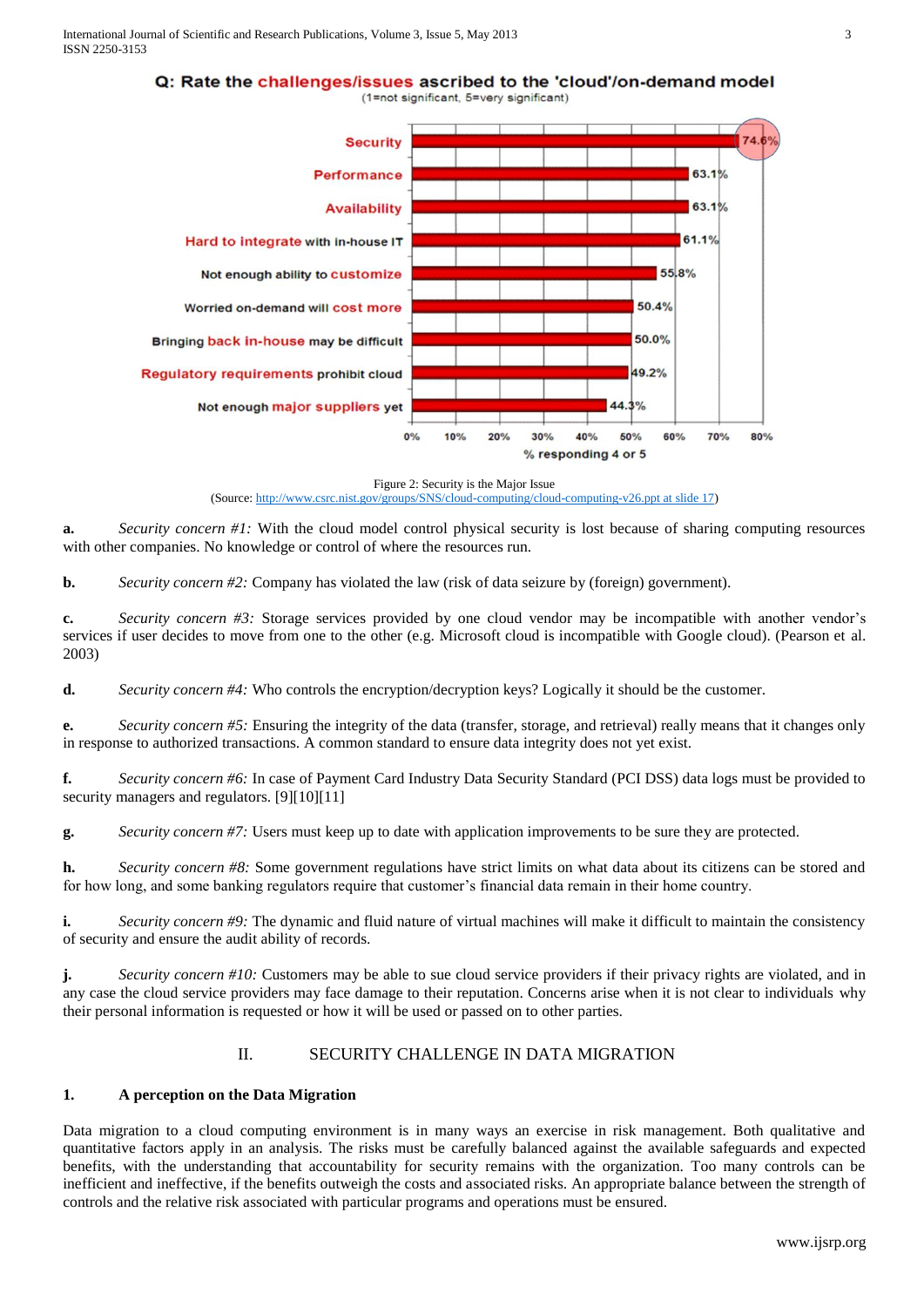**Q: Rate the challenges/issues ascribed to the 'cloud'/on-demand model**

(1=not significant, 5=very significant)

| Challenge/Issue | % responding 4 or 5 |
|---|---|
| Security | 74.6% |
| Performance | 63.1% |
| Availability | 63.1% |
| Hard to integrate with in-house IT | 61.1% |
| Not enough ability to customize | 55.8% |
| Worried on-demand will cost more | 50.4% |
| Bringing back in-house may be difficult | 50.0% |
| Regulatory requirements prohibit cloud | 49.2% |
| Not enough major suppliers yet | 44.3% |

Figure 2: Security is the Major Issue
(Source: http://www.csrc.nist.gov/groups/SNS/cloud-computing/cloud-computing-v26.ppt at slide 17)

**a.** *Security concern #1:* With the cloud model control physical security is lost because of sharing computing resources with other companies. No knowledge or control of where the resources run.

**b.** *Security concern #2:* Company has violated the law (risk of data seizure by (foreign) government).

**c.** *Security concern #3:* Storage services provided by one cloud vendor may be incompatible with another vendor's services if user decides to move from one to the other (e.g. Microsoft cloud is incompatible with Google cloud). (Pearson et al. 2003)

**d.** *Security concern #4:* Who controls the encryption/decryption keys? Logically it should be the customer.

**e.** *Security concern #5:* Ensuring the integrity of the data (transfer, storage, and retrieval) really means that it changes only in response to authorized transactions. A common standard to ensure data integrity does not yet exist.

**f.** *Security concern #6:* In case of Payment Card Industry Data Security Standard (PCI DSS) data logs must be provided to security managers and regulators. [9][10][11]

**g.** *Security concern #7:* Users must keep up to date with application improvements to be sure they are protected.

**h.** *Security concern #8:* Some government regulations have strict limits on what data about its citizens can be stored and for how long, and some banking regulators require that customer's financial data remain in their home country.

**i.** *Security concern #9:* The dynamic and fluid nature of virtual machines will make it difficult to maintain the consistency of security and ensure the audit ability of records.

**j.** *Security concern #10:* Customers may be able to sue cloud service providers if their privacy rights are violated, and in any case the cloud service providers may face damage to their reputation. Concerns arise when it is not clear to individuals why their personal information is requested or how it will be used or passed on to other parties.

## II. SECURITY CHALLENGE IN DATA MIGRATION

### 1. A perception on the Data Migration

Data migration to a cloud computing environment is in many ways an exercise in risk management. Both qualitative and quantitative factors apply in an analysis. The risks must be carefully balanced against the available safeguards and expected benefits, with the understanding that accountability for security remains with the organization. Too many controls can be inefficient and ineffective, if the benefits outweigh the costs and associated risks. An appropriate balance between the strength of controls and the relative risk associated with particular programs and operations must be ensured.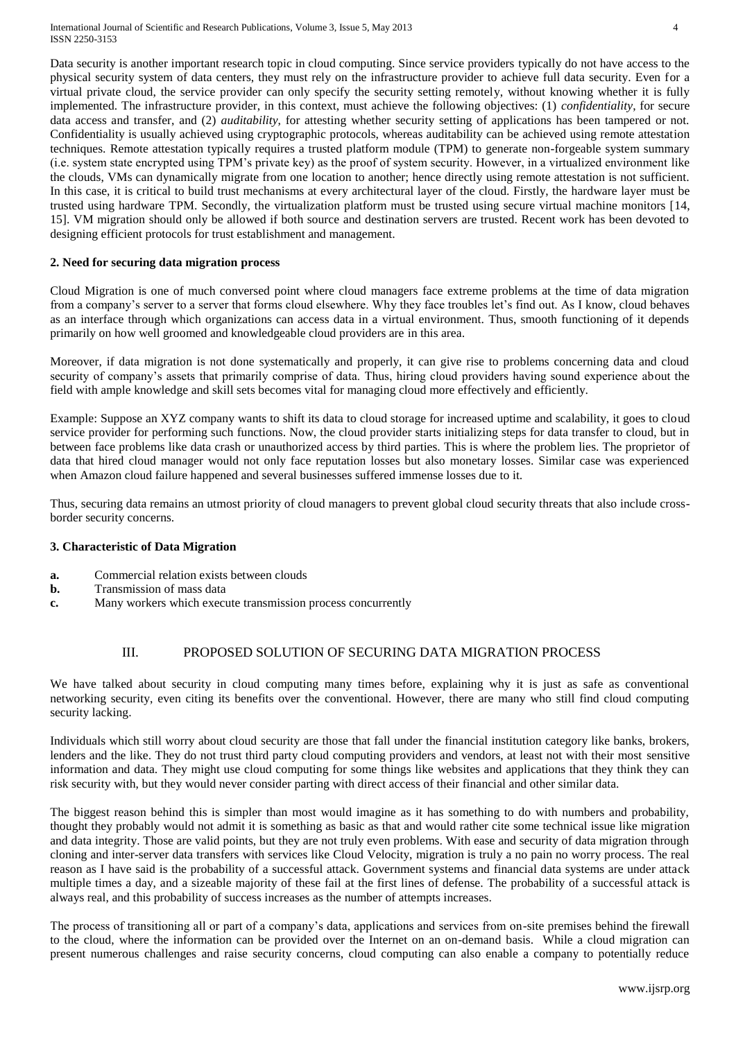Data security is another important research topic in cloud computing. Since service providers typically do not have access to the physical security system of data centers, they must rely on the infrastructure provider to achieve full data security. Even for a virtual private cloud, the service provider can only specify the security setting remotely, without knowing whether it is fully implemented. The infrastructure provider, in this context, must achieve the following objectives: (1) *confidentiality*, for secure data access and transfer, and (2) *auditability*, for attesting whether security setting of applications has been tampered or not. Confidentiality is usually achieved using cryptographic protocols, whereas auditability can be achieved using remote attestation techniques. Remote attestation typically requires a trusted platform module (TPM) to generate non-forgeable system summary (i.e. system state encrypted using TPM's private key) as the proof of system security. However, in a virtualized environment like the clouds, VMs can dynamically migrate from one location to another; hence directly using remote attestation is not sufficient. In this case, it is critical to build trust mechanisms at every architectural layer of the cloud. Firstly, the hardware layer must be trusted using hardware TPM. Secondly, the virtualization platform must be trusted using secure virtual machine monitors [14, 15]. VM migration should only be allowed if both source and destination servers are trusted. Recent work has been devoted to designing efficient protocols for trust establishment and management.

### 2. Need for securing data migration process

Cloud Migration is one of much conversed point where cloud managers face extreme problems at the time of data migration from a company's server to a server that forms cloud elsewhere. Why they face troubles let's find out. As I know, cloud behaves as an interface through which organizations can access data in a virtual environment. Thus, smooth functioning of it depends primarily on how well groomed and knowledgeable cloud providers are in this area.

Moreover, if data migration is not done systematically and properly, it can give rise to problems concerning data and cloud security of company's assets that primarily comprise of data. Thus, hiring cloud providers having sound experience about the field with ample knowledge and skill sets becomes vital for managing cloud more effectively and efficiently.

Example: Suppose an XYZ company wants to shift its data to cloud storage for increased uptime and scalability, it goes to cloud service provider for performing such functions. Now, the cloud provider starts initializing steps for data transfer to cloud, but in between face problems like data crash or unauthorized access by third parties. This is where the problem lies. The proprietor of data that hired cloud manager would not only face reputation losses but also monetary losses. Similar case was experienced when Amazon cloud failure happened and several businesses suffered immense losses due to it.

Thus, securing data remains an utmost priority of cloud managers to prevent global cloud security threats that also include cross-border security concerns.

### 3. Characteristic of Data Migration

**a.** Commercial relation exists between clouds
**b.** Transmission of mass data
**c.** Many workers which execute transmission process concurrently

## III. PROPOSED SOLUTION OF SECURING DATA MIGRATION PROCESS

We have talked about security in cloud computing many times before, explaining why it is just as safe as conventional networking security, even citing its benefits over the conventional. However, there are many who still find cloud computing security lacking.

Individuals which still worry about cloud security are those that fall under the financial institution category like banks, brokers, lenders and the like. They do not trust third party cloud computing providers and vendors, at least not with their most sensitive information and data. They might use cloud computing for some things like websites and applications that they think they can risk security with, but they would never consider parting with direct access of their financial and other similar data.

The biggest reason behind this is simpler than most would imagine as it has something to do with numbers and probability, thought they probably would not admit it is something as basic as that and would rather cite some technical issue like migration and data integrity. Those are valid points, but they are not truly even problems. With ease and security of data migration through cloning and inter-server data transfers with services like Cloud Velocity, migration is truly a no pain no worry process. The real reason as I have said is the probability of a successful attack. Government systems and financial data systems are under attack multiple times a day, and a sizeable majority of these fail at the first lines of defense. The probability of a successful attack is always real, and this probability of success increases as the number of attempts increases.

The process of transitioning all or part of a company's data, applications and services from on-site premises behind the firewall to the cloud, where the information can be provided over the Internet on an on-demand basis. While a cloud migration can present numerous challenges and raise security concerns, cloud computing can also enable a company to potentially reduce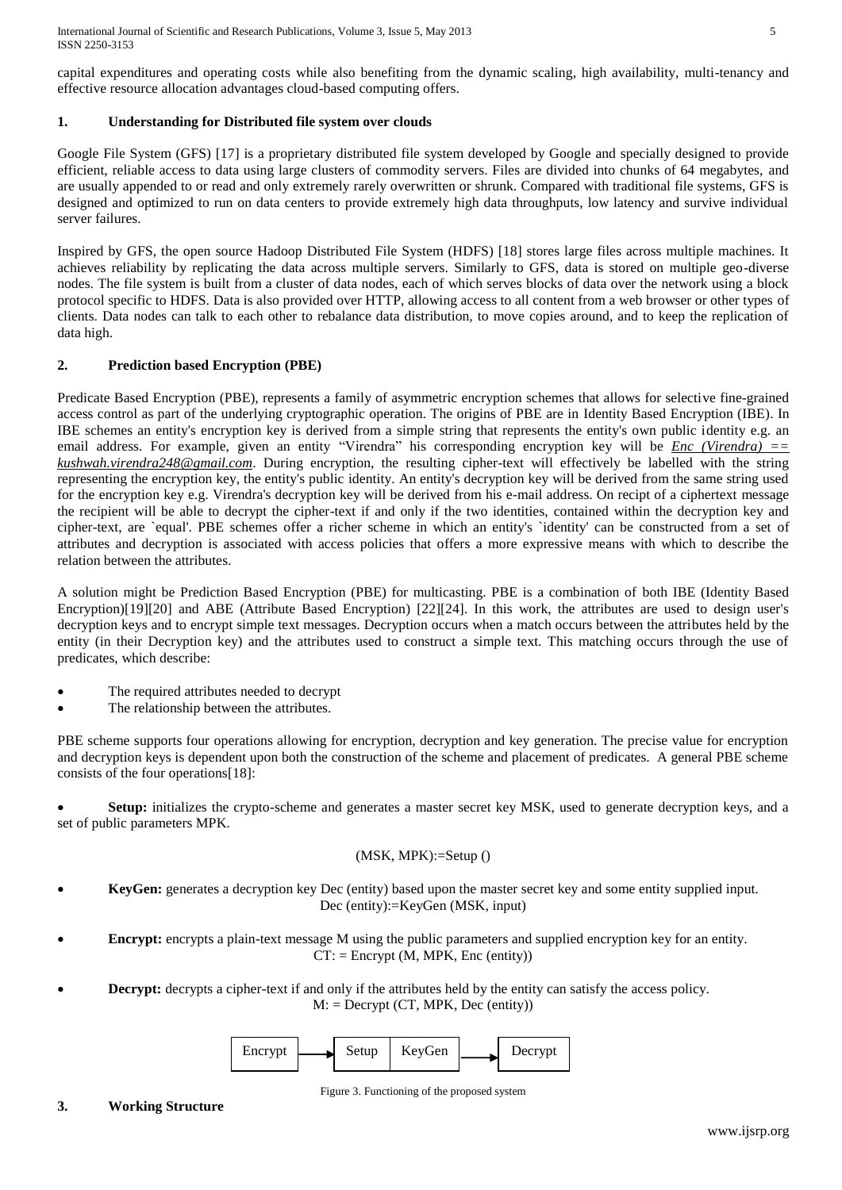capital expenditures and operating costs while also benefiting from the dynamic scaling, high availability, multi-tenancy and effective resource allocation advantages cloud-based computing offers.

## 1. Understanding for Distributed file system over clouds

Google File System (GFS) [17] is a proprietary distributed file system developed by Google and specially designed to provide efficient, reliable access to data using large clusters of commodity servers. Files are divided into chunks of 64 megabytes, and are usually appended to or read and only extremely rarely overwritten or shrunk. Compared with traditional file systems, GFS is designed and optimized to run on data centers to provide extremely high data throughputs, low latency and survive individual server failures.

Inspired by GFS, the open source Hadoop Distributed File System (HDFS) [18] stores large files across multiple machines. It achieves reliability by replicating the data across multiple servers. Similarly to GFS, data is stored on multiple geo-diverse nodes. The file system is built from a cluster of data nodes, each of which serves blocks of data over the network using a block protocol specific to HDFS. Data is also provided over HTTP, allowing access to all content from a web browser or other types of clients. Data nodes can talk to each other to rebalance data distribution, to move copies around, and to keep the replication of data high.

## 2. Prediction based Encryption (PBE)

Predicate Based Encryption (PBE), represents a family of asymmetric encryption schemes that allows for selective fine-grained access control as part of the underlying cryptographic operation. The origins of PBE are in Identity Based Encryption (IBE). In IBE schemes an entity's encryption key is derived from a simple string that represents the entity's own public identity e.g. an email address. For example, given an entity "Virendra" his corresponding encryption key will be *Enc (Virendra) == kushwah.virendra248@gmail.com*. During encryption, the resulting cipher-text will effectively be labelled with the string representing the encryption key, the entity's public identity. An entity's decryption key will be derived from the same string used for the encryption key e.g. Virendra's decryption key will be derived from his e-mail address. On recipt of a ciphertext message the recipient will be able to decrypt the cipher-text if and only if the two identities, contained within the decryption key and cipher-text, are `equal'. PBE schemes offer a richer scheme in which an entity's `identity' can be constructed from a set of attributes and decryption is associated with access policies that offers a more expressive means with which to describe the relation between the attributes.

A solution might be Prediction Based Encryption (PBE) for multicasting. PBE is a combination of both IBE (Identity Based Encryption)[19][20] and ABE (Attribute Based Encryption) [22][24]. In this work, the attributes are used to design user's decryption keys and to encrypt simple text messages. Decryption occurs when a match occurs between the attributes held by the entity (in their Decryption key) and the attributes used to construct a simple text. This matching occurs through the use of predicates, which describe:

- The required attributes needed to decrypt
- The relationship between the attributes.

PBE scheme supports four operations allowing for encryption, decryption and key generation. The precise value for encryption and decryption keys is dependent upon both the construction of the scheme and placement of predicates. A general PBE scheme consists of the four operations[18]:

- **Setup:** initializes the crypto-scheme and generates a master secret key MSK, used to generate decryption keys, and a set of public parameters MPK.

  (MSK, MPK):=Setup ()

- **KeyGen:** generates a decryption key Dec (entity) based upon the master secret key and some entity supplied input.
  Dec (entity):=KeyGen (MSK, input)

- **Encrypt:** encrypts a plain-text message M using the public parameters and supplied encryption key for an entity.
  CT: = Encrypt (M, MPK, Enc (entity))

- **Decrypt:** decrypts a cipher-text if and only if the attributes held by the entity can satisfy the access policy.
  M: = Decrypt (CT, MPK, Dec (entity))

Encrypt → Setup | KeyGen → Decrypt

Figure 3. Functioning of the proposed system

## 3. Working Structure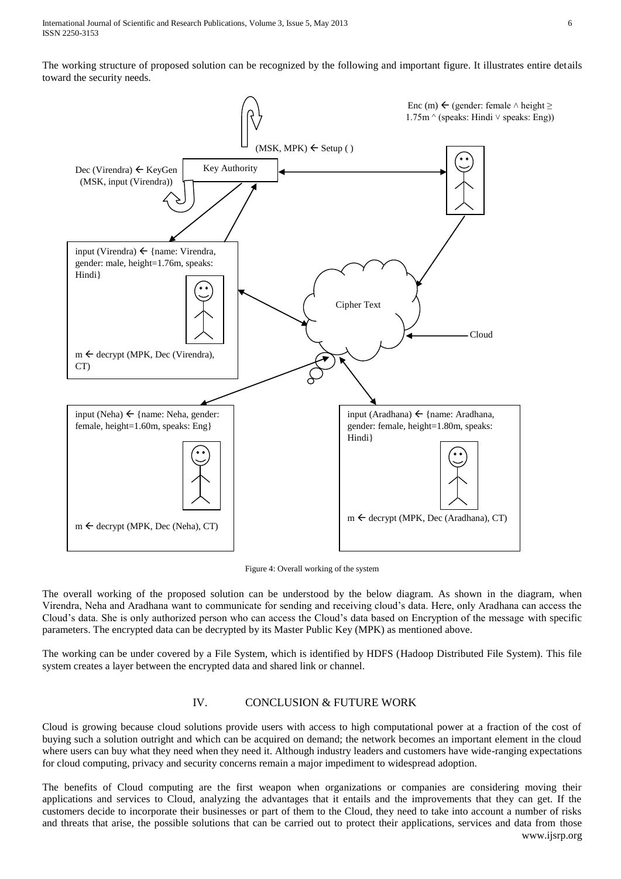The working structure of proposed solution can be recognized by the following and important figure. It illustrates entire details toward the security needs.

Figure 4: Overall working of the system

The overall working of the proposed solution can be understood by the below diagram. As shown in the diagram, when Virendra, Neha and Aradhana want to communicate for sending and receiving cloud's data. Here, only Aradhana can access the Cloud's data. She is only authorized person who can access the Cloud's data based on Encryption of the message with specific parameters. The encrypted data can be decrypted by its Master Public Key (MPK) as mentioned above.

The working can be under covered by a File System, which is identified by HDFS (Hadoop Distributed File System). This file system creates a layer between the encrypted data and shared link or channel.

## IV. CONCLUSION & FUTURE WORK

Cloud is growing because cloud solutions provide users with access to high computational power at a fraction of the cost of buying such a solution outright and which can be acquired on demand; the network becomes an important element in the cloud where users can buy what they need when they need it. Although industry leaders and customers have wide-ranging expectations for cloud computing, privacy and security concerns remain a major impediment to widespread adoption.

The benefits of Cloud computing are the first weapon when organizations or companies are considering moving their applications and services to Cloud, analyzing the advantages that it entails and the improvements that they can get. If the customers decide to incorporate their businesses or part of them to the Cloud, they need to take into account a number of risks and threats that arise, the possible solutions that can be carried out to protect their applications, services and data from those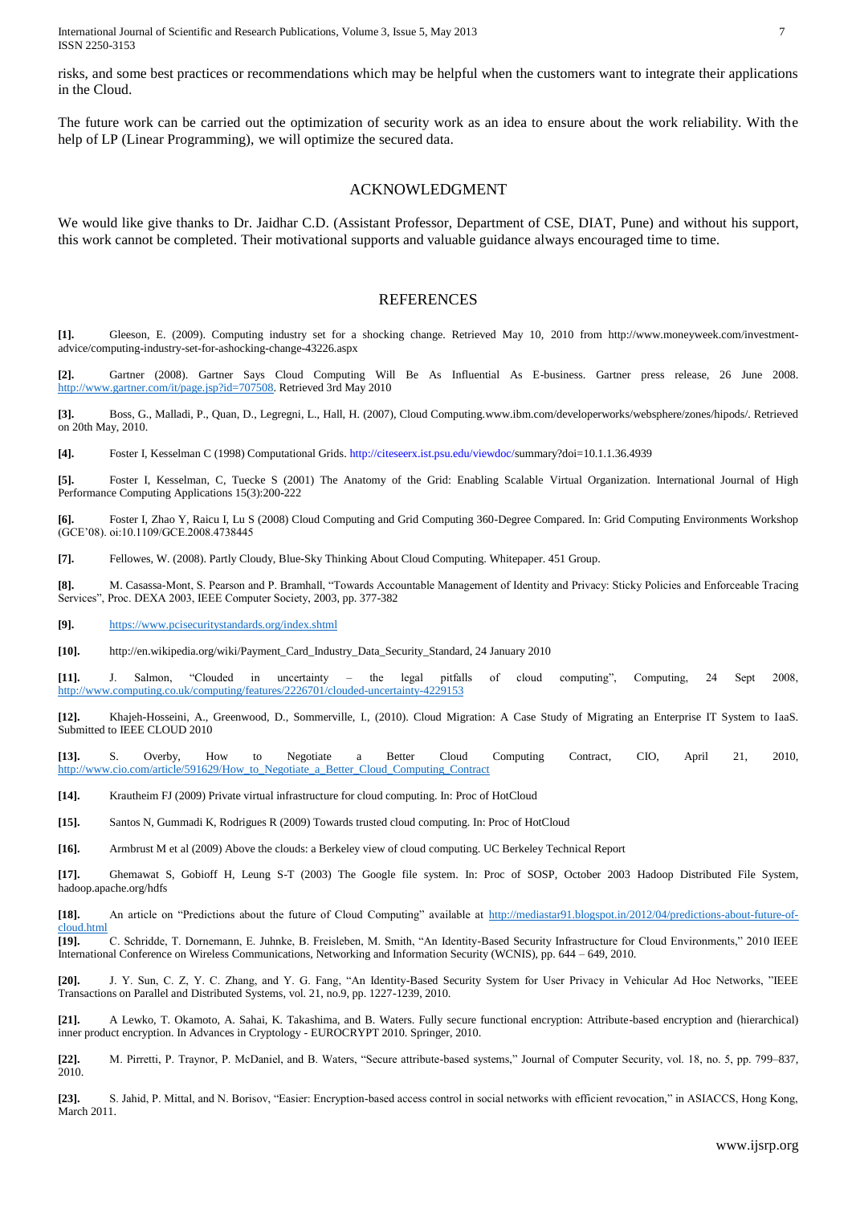risks, and some best practices or recommendations which may be helpful when the customers want to integrate their applications in the Cloud.

The future work can be carried out the optimization of security work as an idea to ensure about the work reliability. With the help of LP (Linear Programming), we will optimize the secured data.

## ACKNOWLEDGMENT

We would like give thanks to Dr. Jaidhar C.D. (Assistant Professor, Department of CSE, DIAT, Pune) and without his support, this work cannot be completed. Their motivational supports and valuable guidance always encouraged time to time.

## REFERENCES

**[1].** Gleeson, E. (2009). Computing industry set for a shocking change. Retrieved May 10, 2010 from http://www.moneyweek.com/investment-advice/computing-industry-set-for-ashocking-change-43226.aspx

**[2].** Gartner (2008). Gartner Says Cloud Computing Will Be As Influential As E-business. Gartner press release, 26 June 2008. http://www.gartner.com/it/page.jsp?id=707508. Retrieved 3rd May 2010

**[3].** Boss, G., Malladi, P., Quan, D., Legregni, L., Hall, H. (2007), Cloud Computing.www.ibm.com/developerworks/websphere/zones/hipods/. Retrieved on 20th May, 2010.

**[4].** Foster I, Kesselman C (1998) Computational Grids. http://citeseerx.ist.psu.edu/viewdoc/summary?doi=10.1.1.36.4939

**[5].** Foster I, Kesselman, C, Tuecke S (2001) The Anatomy of the Grid: Enabling Scalable Virtual Organization. International Journal of High Performance Computing Applications 15(3):200-222

**[6].** Foster I, Zhao Y, Raicu I, Lu S (2008) Cloud Computing and Grid Computing 360-Degree Compared. In: Grid Computing Environments Workshop (GCE'08). oi:10.1109/GCE.2008.4738445

**[7].** Fellowes, W. (2008). Partly Cloudy, Blue-Sky Thinking About Cloud Computing. Whitepaper. 451 Group.

**[8].** M. Casassa-Mont, S. Pearson and P. Bramhall, "Towards Accountable Management of Identity and Privacy: Sticky Policies and Enforceable Tracing Services", Proc. DEXA 2003, IEEE Computer Society, 2003, pp. 377-382

**[9].** https://www.pcisecuritystandards.org/index.shtml

**[10].** http://en.wikipedia.org/wiki/Payment_Card_Industry_Data_Security_Standard, 24 January 2010

**[11].** J. Salmon, "Clouded in uncertainty – the legal pitfalls of cloud computing", Computing, 24 Sept 2008, http://www.computing.co.uk/computing/features/2226701/clouded-uncertainty-4229153

**[12].** Khajeh-Hosseini, A., Greenwood, D., Sommerville, I., (2010). Cloud Migration: A Case Study of Migrating an Enterprise IT System to IaaS. Submitted to IEEE CLOUD 2010

**[13].** S. Overby, How to Negotiate a Better Cloud Computing Contract, CIO, April 21, 2010, http://www.cio.com/article/591629/How_to_Negotiate_a_Better_Cloud_Computing_Contract

**[14].** Krautheim FJ (2009) Private virtual infrastructure for cloud computing. In: Proc of HotCloud

**[15].** Santos N, Gummadi K, Rodrigues R (2009) Towards trusted cloud computing. In: Proc of HotCloud

**[16].** Armbrust M et al (2009) Above the clouds: a Berkeley view of cloud computing. UC Berkeley Technical Report

**[17].** Ghemawat S, Gobioff H, Leung S-T (2003) The Google file system. In: Proc of SOSP, October 2003 Hadoop Distributed File System, hadoop.apache.org/hdfs

**[18].** An article on "Predictions about the future of Cloud Computing" available at http://mediastar91.blogspot.in/2012/04/predictions-about-future-of-cloud.html

**[19].** C. Schridde, T. Dornemann, E. Juhnke, B. Freisleben, M. Smith, "An Identity-Based Security Infrastructure for Cloud Environments," 2010 IEEE International Conference on Wireless Communications, Networking and Information Security (WCNIS), pp. 644 – 649, 2010.

**[20].** J. Y. Sun, C. Z, Y. C. Zhang, and Y. G. Fang, "An Identity-Based Security System for User Privacy in Vehicular Ad Hoc Networks, "IEEE Transactions on Parallel and Distributed Systems, vol. 21, no.9, pp. 1227-1239, 2010.

**[21].** A Lewko, T. Okamoto, A. Sahai, K. Takashima, and B. Waters. Fully secure functional encryption: Attribute-based encryption and (hierarchical) inner product encryption. In Advances in Cryptology - EUROCRYPT 2010. Springer, 2010.

**[22].** M. Pirretti, P. Traynor, P. McDaniel, and B. Waters, "Secure attribute-based systems," Journal of Computer Security, vol. 18, no. 5, pp. 799–837, 2010.

**[23].** S. Jahid, P. Mittal, and N. Borisov, "Easier: Encryption-based access control in social networks with efficient revocation," in ASIACCS, Hong Kong, March 2011.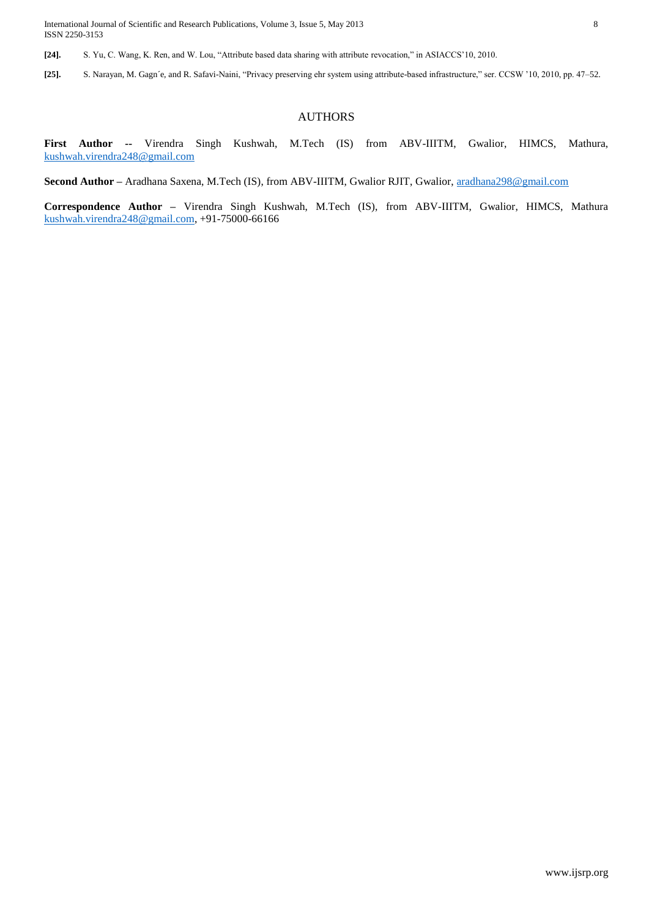**[24].** S. Yu, C. Wang, K. Ren, and W. Lou, "Attribute based data sharing with attribute revocation," in ASIACCS'10, 2010.

**[25].** S. Narayan, M. Gagn´e, and R. Safavi-Naini, "Privacy preserving ehr system using attribute-based infrastructure," ser. CCSW '10, 2010, pp. 47–52.

## AUTHORS

**First Author --** Virendra Singh Kushwah, M.Tech (IS) from ABV-IIITM, Gwalior, HIMCS, Mathura, kushwah.virendra248@gmail.com

**Second Author –** Aradhana Saxena, M.Tech (IS), from ABV-IIITM, Gwalior RJIT, Gwalior, aradhana298@gmail.com

**Correspondence Author –** Virendra Singh Kushwah, M.Tech (IS), from ABV-IIITM, Gwalior, HIMCS, Mathura kushwah.virendra248@gmail.com, +91-75000-66166